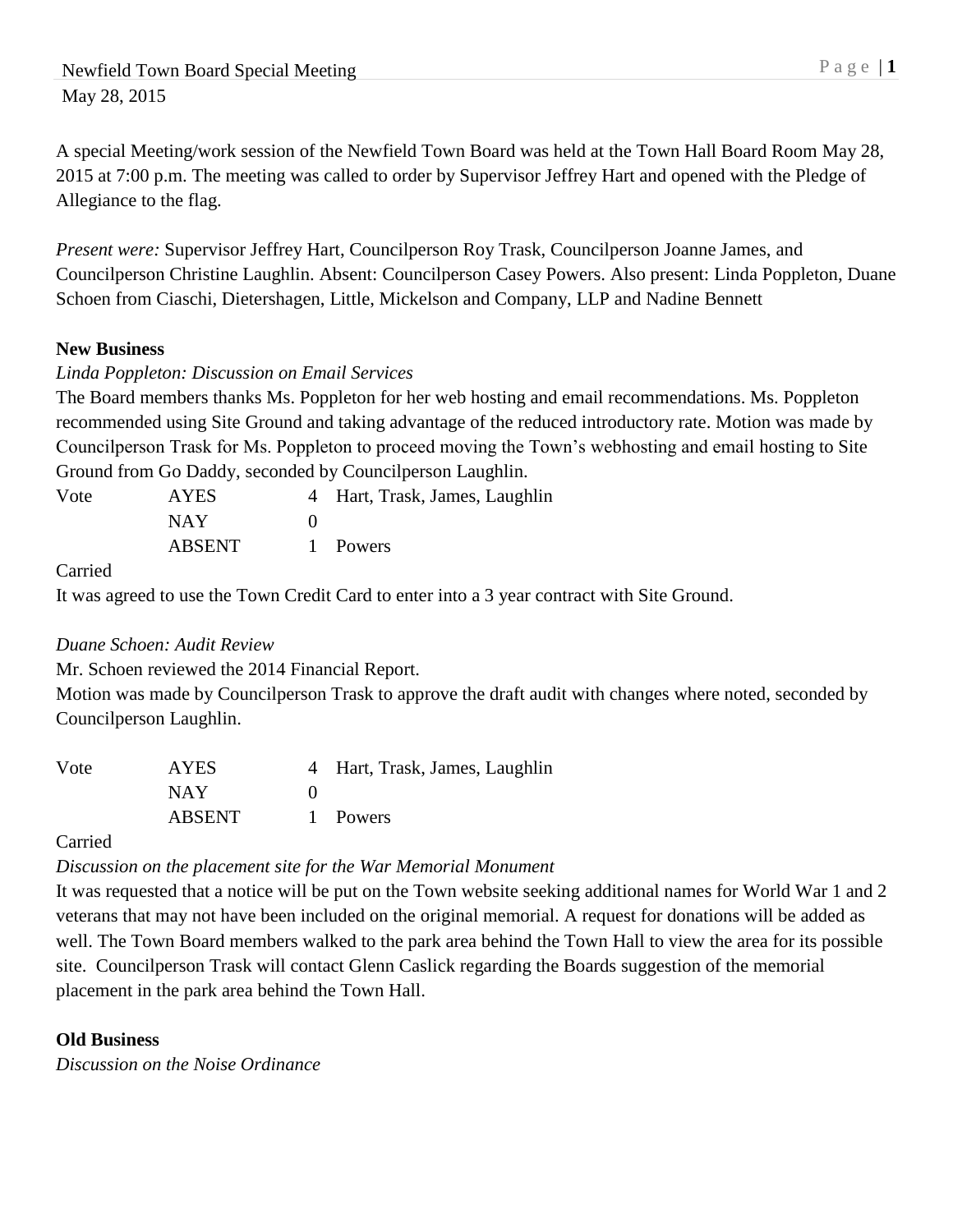Newfield Town Board Special Meeting

May 28, 2015

A special Meeting/work session of the Newfield Town Board was held at the Town Hall Board Room May 28, 2015 at 7:00 p.m. The meeting was called to order by Supervisor Jeffrey Hart and opened with the Pledge of Allegiance to the flag.

*Present were:* Supervisor Jeffrey Hart, Councilperson Roy Trask, Councilperson Joanne James, and Councilperson Christine Laughlin. Absent: Councilperson Casey Powers. Also present: Linda Poppleton, Duane Schoen from Ciaschi, Dietershagen, Little, Mickelson and Company, LLP and Nadine Bennett

**New Business**

*Linda Poppleton: Discussion on Email Services*

The Board members thanks Ms. Poppleton for her web hosting and email recommendations. Ms. Poppleton recommended using Site Ground and taking advantage of the reduced introductory rate. Motion was made by Councilperson Trask for Ms. Poppleton to proceed moving the Town's webhosting and email hosting to Site Ground from Go Daddy, seconded by Councilperson Laughlin.

| Vote | AYES | 4 | Hart, Trask, James, Laughlin |
|---|---|---|---|
| | NAY | 0 | |
| | ABSENT | 1 | Powers |

Carried

It was agreed to use the Town Credit Card to enter into a 3 year contract with Site Ground.

*Duane Schoen: Audit Review*

Mr. Schoen reviewed the 2014 Financial Report.

Motion was made by Councilperson Trask to approve the draft audit with changes where noted, seconded by Councilperson Laughlin.

| Vote | AYES | 4 | Hart, Trask, James, Laughlin |
|---|---|---|---|
| | NAY | 0 | |
| | ABSENT | 1 | Powers |

Carried

*Discussion on the placement site for the War Memorial Monument*

It was requested that a notice will be put on the Town website seeking additional names for World War 1 and 2 veterans that may not have been included on the original memorial. A request for donations will be added as well. The Town Board members walked to the park area behind the Town Hall to view the area for its possible site. Councilperson Trask will contact Glenn Caslick regarding the Boards suggestion of the memorial placement in the park area behind the Town Hall.

**Old Business**

*Discussion on the Noise Ordinance*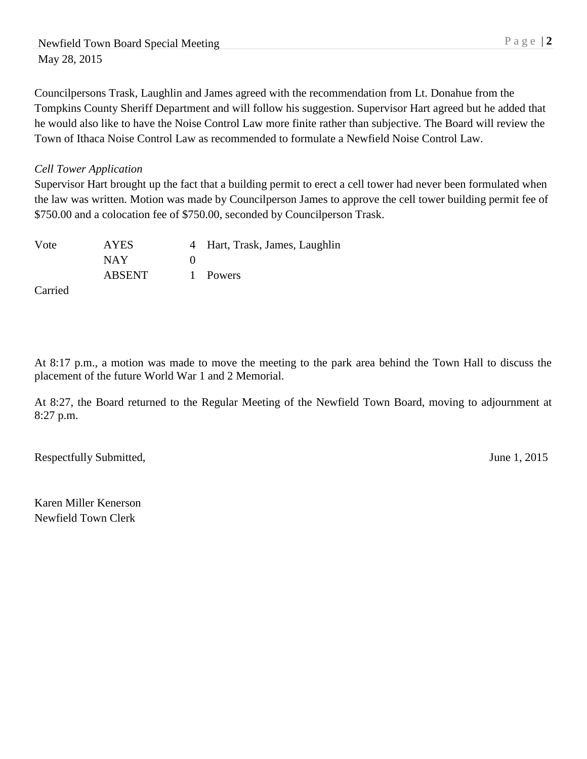Councilpersons Trask, Laughlin and James agreed with the recommendation from Lt. Donahue from the Tompkins County Sheriff Department and will follow his suggestion. Supervisor Hart agreed but he added that he would also like to have the Noise Control Law more finite rather than subjective. The Board will review the Town of Ithaca Noise Control Law as recommended to formulate a Newfield Noise Control Law.

*Cell Tower Application*

Supervisor Hart brought up the fact that a building permit to erect a cell tower had never been formulated when the law was written. Motion was made by Councilperson James to approve the cell tower building permit fee of $750.00 and a colocation fee of $750.00, seconded by Councilperson Trask.

| | | | |
|---|---|---|---|
| Vote | AYES | 4 | Hart, Trask, James, Laughlin |
| | NAY | 0 | |
| | ABSENT | 1 | Powers |

Carried

At 8:17 p.m., a motion was made to move the meeting to the park area behind the Town Hall to discuss the placement of the future World War 1 and 2 Memorial.

At 8:27, the Board returned to the Regular Meeting of the Newfield Town Board, moving to adjournment at 8:27 p.m.

Respectfully Submitted, June 1, 2015

Karen Miller Kenerson
Newfield Town Clerk